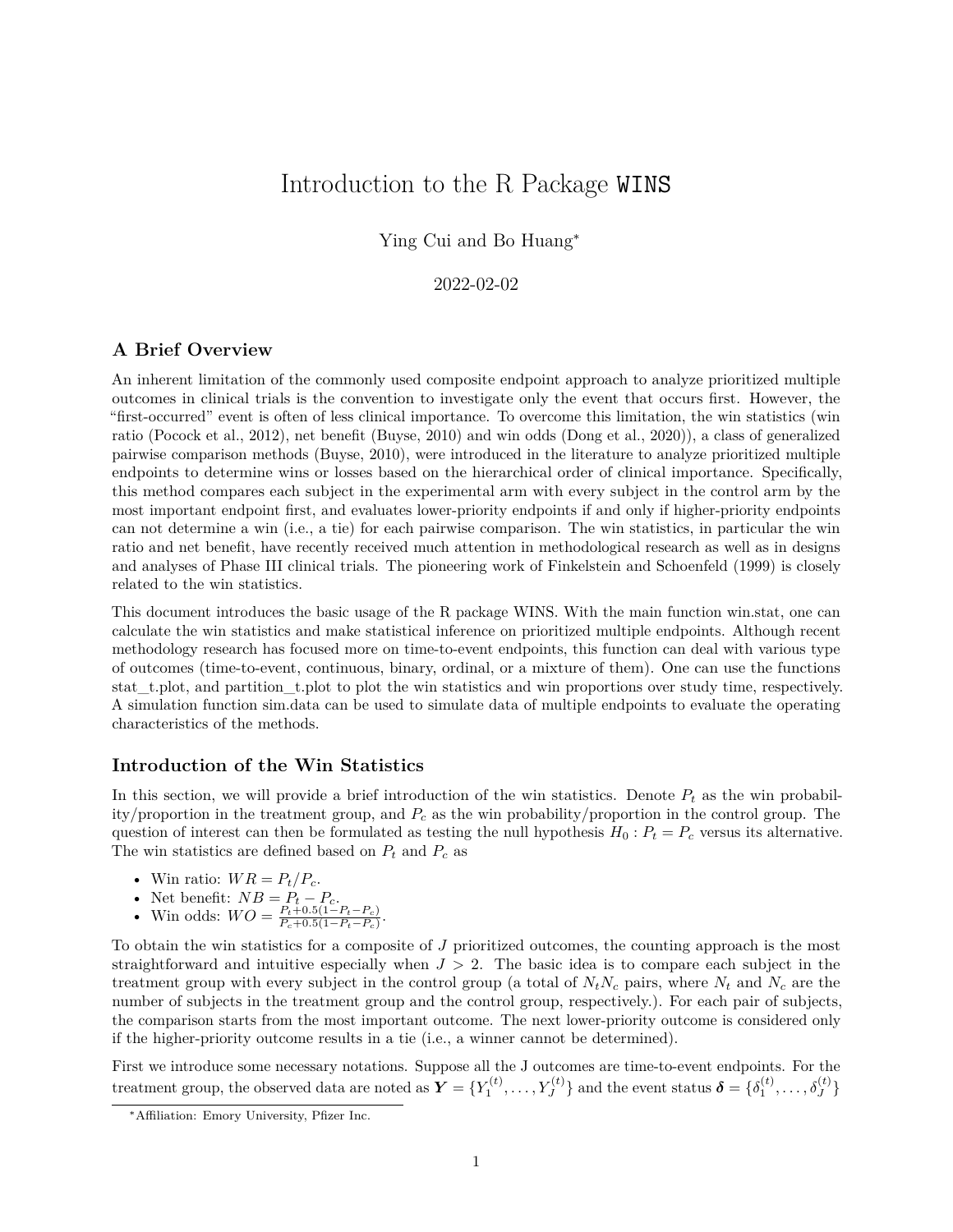# Introduction to the R Package WINS

Ying Cui and Bo Huang[*]

2022-02-02

## A Brief Overview

An inherent limitation of the commonly used composite endpoint approach to analyze prioritized multiple outcomes in clinical trials is the convention to investigate only the event that occurs first. However, the "first-occurred" event is often of less clinical importance. To overcome this limitation, the win statistics (win ratio (Pocock et al., 2012), net benefit (Buyse, 2010) and win odds (Dong et al., 2020)), a class of generalized pairwise comparison methods (Buyse, 2010), were introduced in the literature to analyze prioritized multiple endpoints to determine wins or losses based on the hierarchical order of clinical importance. Specifically, this method compares each subject in the experimental arm with every subject in the control arm by the most important endpoint first, and evaluates lower-priority endpoints if and only if higher-priority endpoints can not determine a win (i.e., a tie) for each pairwise comparison. The win statistics, in particular the win ratio and net benefit, have recently received much attention in methodological research as well as in designs and analyses of Phase III clinical trials. The pioneering work of Finkelstein and Schoenfeld (1999) is closely related to the win statistics.

This document introduces the basic usage of the R package WINS. With the main function win.stat, one can calculate the win statistics and make statistical inference on prioritized multiple endpoints. Although recent methodology research has focused more on time-to-event endpoints, this function can deal with various type of outcomes (time-to-event, continuous, binary, ordinal, or a mixture of them). One can use the functions stat_t.plot, and partition_t.plot to plot the win statistics and win proportions over study time, respectively. A simulation function sim.data can be used to simulate data of multiple endpoints to evaluate the operating characteristics of the methods.

## Introduction of the Win Statistics

In this section, we will provide a brief introduction of the win statistics. Denote $P_t$ as the win probability/proportion in the treatment group, and $P_c$ as the win probability/proportion in the control group. The question of interest can then be formulated as testing the null hypothesis $H_0 : P_t = P_c$ versus its alternative. The win statistics are defined based on $P_t$ and $P_c$ as

- Win ratio: $WR = P_t/P_c$.
- Net benefit: $NB = P_t - P_c$.
- Win odds: $WO = \frac{P_t + 0.5(1-P_t-P_c)}{P_c + 0.5(1-P_t-P_c)}$.

To obtain the win statistics for a composite of $J$ prioritized outcomes, the counting approach is the most straightforward and intuitive especially when $J > 2$. The basic idea is to compare each subject in the treatment group with every subject in the control group (a total of $N_t N_c$ pairs, where $N_t$ and $N_c$ are the number of subjects in the treatment group and the control group, respectively.). For each pair of subjects, the comparison starts from the most important outcome. The next lower-priority outcome is considered only if the higher-priority outcome results in a tie (i.e., a winner cannot be determined).

First we introduce some necessary notations. Suppose all the J outcomes are time-to-event endpoints. For the treatment group, the observed data are noted as $\boldsymbol{Y} = \{Y_1^{(t)}, \ldots, Y_J^{(t)}\}$ and the event status $\boldsymbol{\delta} = \{\delta_1^{(t)}, \ldots, \delta_J^{(t)}\}$

[*] Affiliation: Emory University, Pfizer Inc.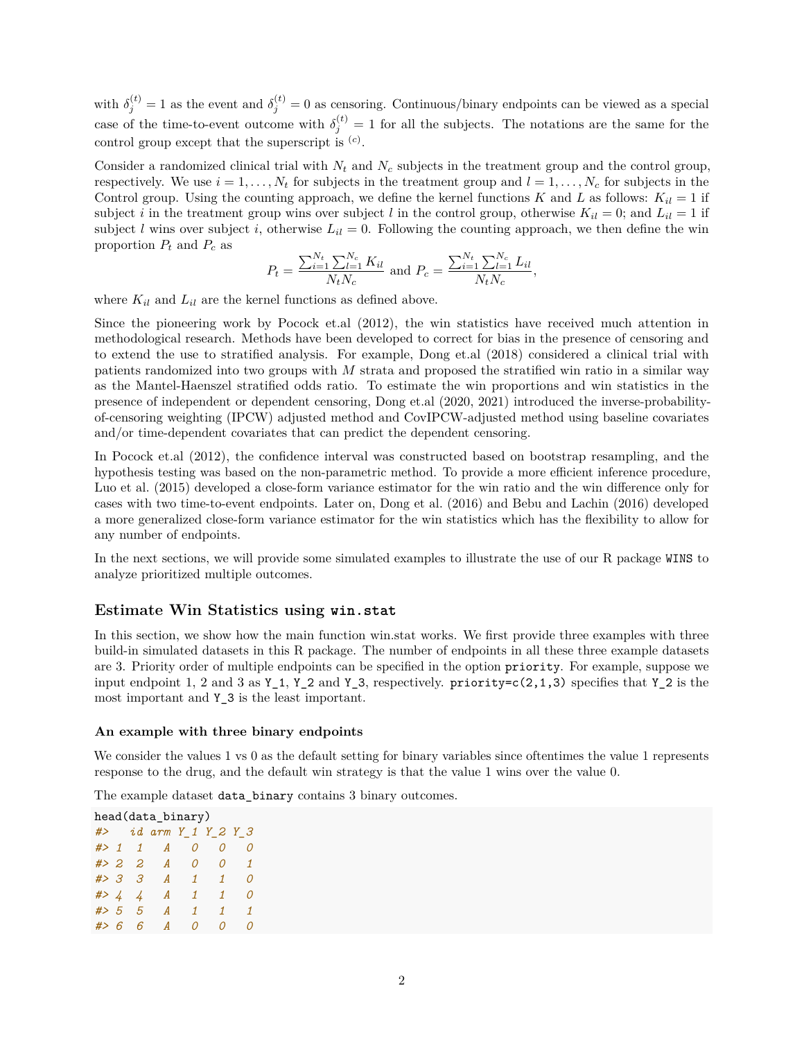with $\delta_j^{(t)} = 1$ as the event and $\delta_j^{(t)} = 0$ as censoring. Continuous/binary endpoints can be viewed as a special case of the time-to-event outcome with $\delta_j^{(t)} = 1$ for all the subjects. The notations are the same for the control group except that the superscript is $^{(c)}$.

Consider a randomized clinical trial with $N_t$ and $N_c$ subjects in the treatment group and the control group, respectively. We use $i = 1, \ldots, N_t$ for subjects in the treatment group and $l = 1, \ldots, N_c$ for subjects in the Control group. Using the counting approach, we define the kernel functions $K$ and $L$ as follows: $K_{il} = 1$ if subject $i$ in the treatment group wins over subject $l$ in the control group, otherwise $K_{il} = 0$; and $L_{il} = 1$ if subject $l$ wins over subject $i$, otherwise $L_{il} = 0$. Following the counting approach, we then define the win proportion $P_t$ and $P_c$ as

$$P_t = \frac{\sum_{i=1}^{N_t} \sum_{l=1}^{N_c} K_{il}}{N_t N_c} \text{ and } P_c = \frac{\sum_{i=1}^{N_t} \sum_{l=1}^{N_c} L_{il}}{N_t N_c},$$

where $K_{il}$ and $L_{il}$ are the kernel functions as defined above.

Since the pioneering work by Pocock et.al (2012), the win statistics have received much attention in methodological research. Methods have been developed to correct for bias in the presence of censoring and to extend the use to stratified analysis. For example, Dong et.al (2018) considered a clinical trial with patients randomized into two groups with $M$ strata and proposed the stratified win ratio in a similar way as the Mantel-Haenszel stratified odds ratio. To estimate the win proportions and win statistics in the presence of independent or dependent censoring, Dong et.al (2020, 2021) introduced the inverse-probability-of-censoring weighting (IPCW) adjusted method and CovIPCW-adjusted method using baseline covariates and/or time-dependent covariates that can predict the dependent censoring.

In Pocock et.al (2012), the confidence interval was constructed based on bootstrap resampling, and the hypothesis testing was based on the non-parametric method. To provide a more efficient inference procedure, Luo et al. (2015) developed a close-form variance estimator for the win ratio and the win difference only for cases with two time-to-event endpoints. Later on, Dong et al. (2016) and Bebu and Lachin (2016) developed a more generalized close-form variance estimator for the win statistics which has the flexibility to allow for any number of endpoints.

In the next sections, we will provide some simulated examples to illustrate the use of our R package `WINS` to analyze prioritized multiple outcomes.

## Estimate Win Statistics using `win.stat`

In this section, we show how the main function win.stat works. We first provide three examples with three build-in simulated datasets in this R package. The number of endpoints in all these three example datasets are 3. Priority order of multiple endpoints can be specified in the option `priority`. For example, suppose we input endpoint 1, 2 and 3 as `Y_1`, `Y_2` and `Y_3`, respectively. `priority=c(2,1,3)` specifies that `Y_2` is the most important and `Y_3` is the least important.

### An example with three binary endpoints

We consider the values 1 vs 0 as the default setting for binary variables since oftentimes the value 1 represents response to the drug, and the default win strategy is that the value 1 wins over the value 0.

The example dataset `data_binary` contains 3 binary outcomes.

```
head(data_binary)
#>   id arm Y_1 Y_2 Y_3
#> 1  1   A   0   0   0
#> 2  2   A   0   0   1
#> 3  3   A   1   1   0
#> 4  4   A   1   1   0
#> 5  5   A   1   1   1
#> 6  6   A   0   0   0
```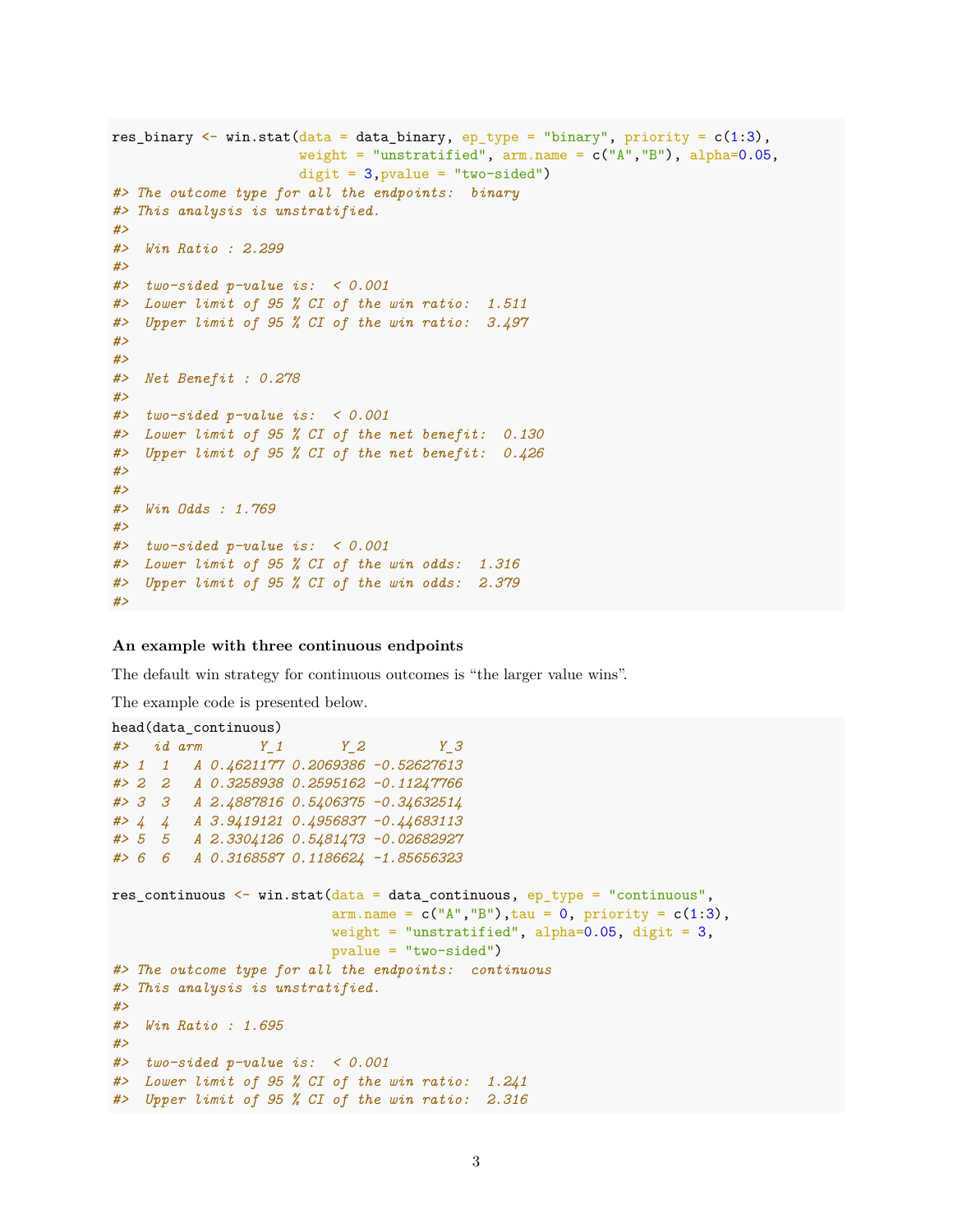```
res_binary <- win.stat(data = data_binary, ep_type = "binary", priority = c(1:3),
                       weight = "unstratified", arm.name = c("A","B"), alpha=0.05,
                       digit = 3,pvalue = "two-sided")
#> The outcome type for all the endpoints:  binary
#> This analysis is unstratified.
#> 
#>  Win Ratio : 2.299
#> 
#>  two-sided p-value is:  < 0.001
#>  Lower limit of 95 % CI of the win ratio:  1.511
#>  Upper limit of 95 % CI of the win ratio:  3.497
#> 
#> 
#>  Net Benefit : 0.278
#> 
#>  two-sided p-value is:  < 0.001
#>  Lower limit of 95 % CI of the net benefit:  0.130
#>  Upper limit of 95 % CI of the net benefit:  0.426
#> 
#> 
#>  Win Odds : 1.769
#> 
#>  two-sided p-value is:  < 0.001
#>  Lower limit of 95 % CI of the win odds:  1.316
#>  Upper limit of 95 % CI of the win odds:  2.379
#> 
```

**An example with three continuous endpoints**

The default win strategy for continuous outcomes is "the larger value wins".

The example code is presented below.

```
head(data_continuous)
#>   id arm       Y_1       Y_2         Y_3
#> 1  1   A 0.4621177 0.2069386 -0.52627613
#> 2  2   A 0.3258938 0.2595162 -0.11247766
#> 3  3   A 2.4887816 0.5406375 -0.34632514
#> 4  4   A 3.9419121 0.4956837 -0.44683113
#> 5  5   A 2.3304126 0.5481473 -0.02682927
#> 6  6   A 0.3168587 0.1186624 -1.85656323

res_continuous <- win.stat(data = data_continuous, ep_type = "continuous",
                           arm.name = c("A","B"),tau = 0, priority = c(1:3),
                           weight = "unstratified", alpha=0.05, digit = 3,
                           pvalue = "two-sided")
#> The outcome type for all the endpoints:  continuous
#> This analysis is unstratified.
#> 
#>  Win Ratio : 1.695
#> 
#>  two-sided p-value is:  < 0.001
#>  Lower limit of 95 % CI of the win ratio:  1.241
#>  Upper limit of 95 % CI of the win ratio:  2.316
```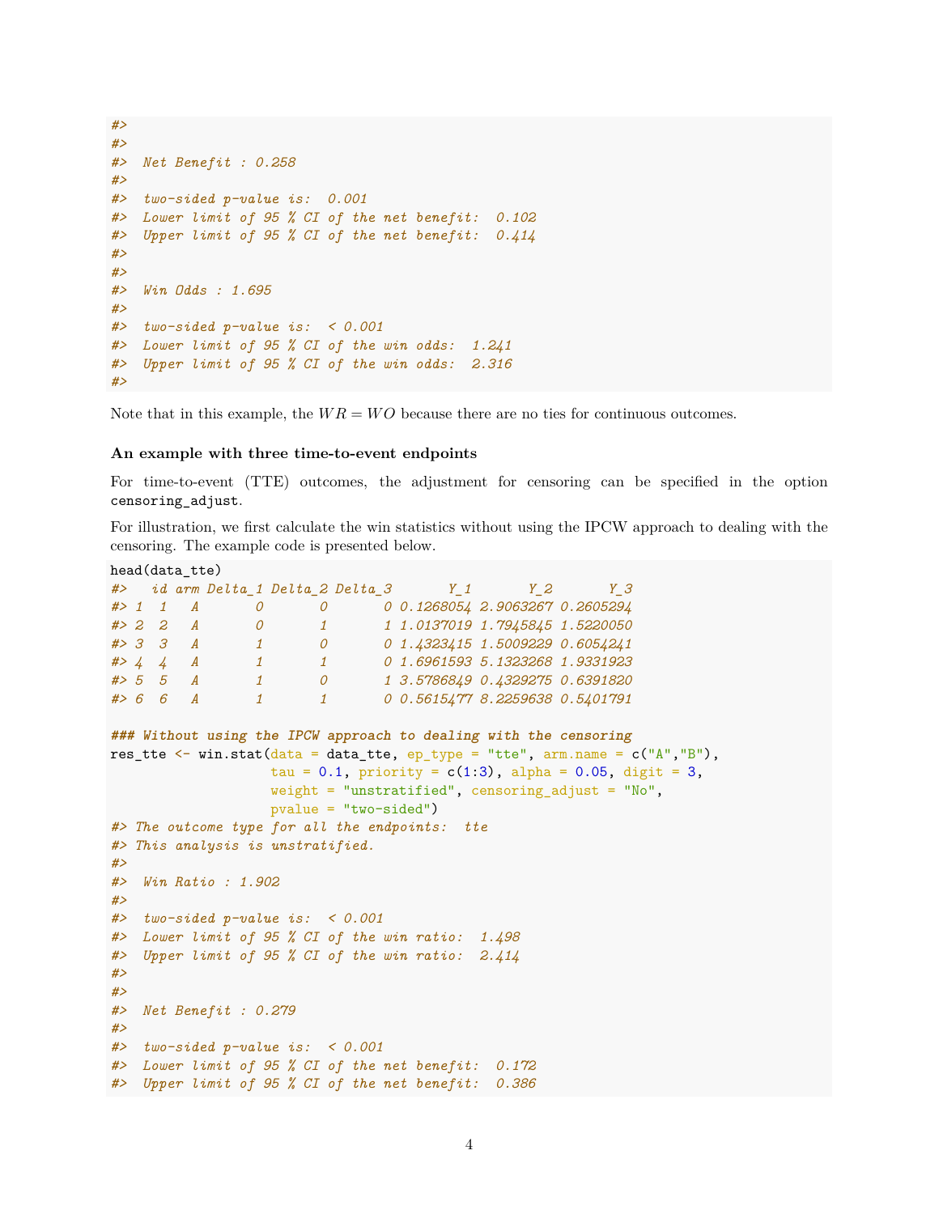```
#>
#>
#>  Net Benefit : 0.258
#>
#>  two-sided p-value is:  0.001
#>  Lower limit of 95 % CI of the net benefit:  0.102
#>  Upper limit of 95 % CI of the net benefit:  0.414
#>
#>
#>  Win Odds : 1.695
#>
#>  two-sided p-value is:  < 0.001
#>  Lower limit of 95 % CI of the win odds:  1.241
#>  Upper limit of 95 % CI of the win odds:  2.316
#>
```

Note that in this example, the $WR = WO$ because there are no ties for continuous outcomes.

### An example with three time-to-event endpoints

For time-to-event (TTE) outcomes, the adjustment for censoring can be specified in the option `censoring_adjust`.

For illustration, we first calculate the win statistics without using the IPCW approach to dealing with the censoring. The example code is presented below.

```
head(data_tte)
#>   id arm Delta_1 Delta_2 Delta_3       Y_1       Y_2       Y_3
#> 1  1   A       0       0       0 0.1268054 2.9063267 0.2605294
#> 2  2   A       0       1       1 1.0137019 1.7945845 1.5220050
#> 3  3   A       1       0       0 1.4323415 1.5009229 0.6054241
#> 4  4   A       1       1       0 1.6961593 5.1323268 1.9331923
#> 5  5   A       1       0       1 3.5786849 0.4329275 0.6391820
#> 6  6   A       1       1       0 0.5615477 8.2259638 0.5401791

### Without using the IPCW approach to dealing with the censoring
res_tte <- win.stat(data = data_tte, ep_type = "tte", arm.name = c("A","B"),
                    tau = 0.1, priority = c(1:3), alpha = 0.05, digit = 3,
                    weight = "unstratified", censoring_adjust = "No",
                    pvalue = "two-sided")
#> The outcome type for all the endpoints:  tte
#> This analysis is unstratified.
#>
#>  Win Ratio : 1.902
#>
#>  two-sided p-value is:  < 0.001
#>  Lower limit of 95 % CI of the win ratio:  1.498
#>  Upper limit of 95 % CI of the win ratio:  2.414
#>
#>
#>  Net Benefit : 0.279
#>
#>  two-sided p-value is:  < 0.001
#>  Lower limit of 95 % CI of the net benefit:  0.172
#>  Upper limit of 95 % CI of the net benefit:  0.386
```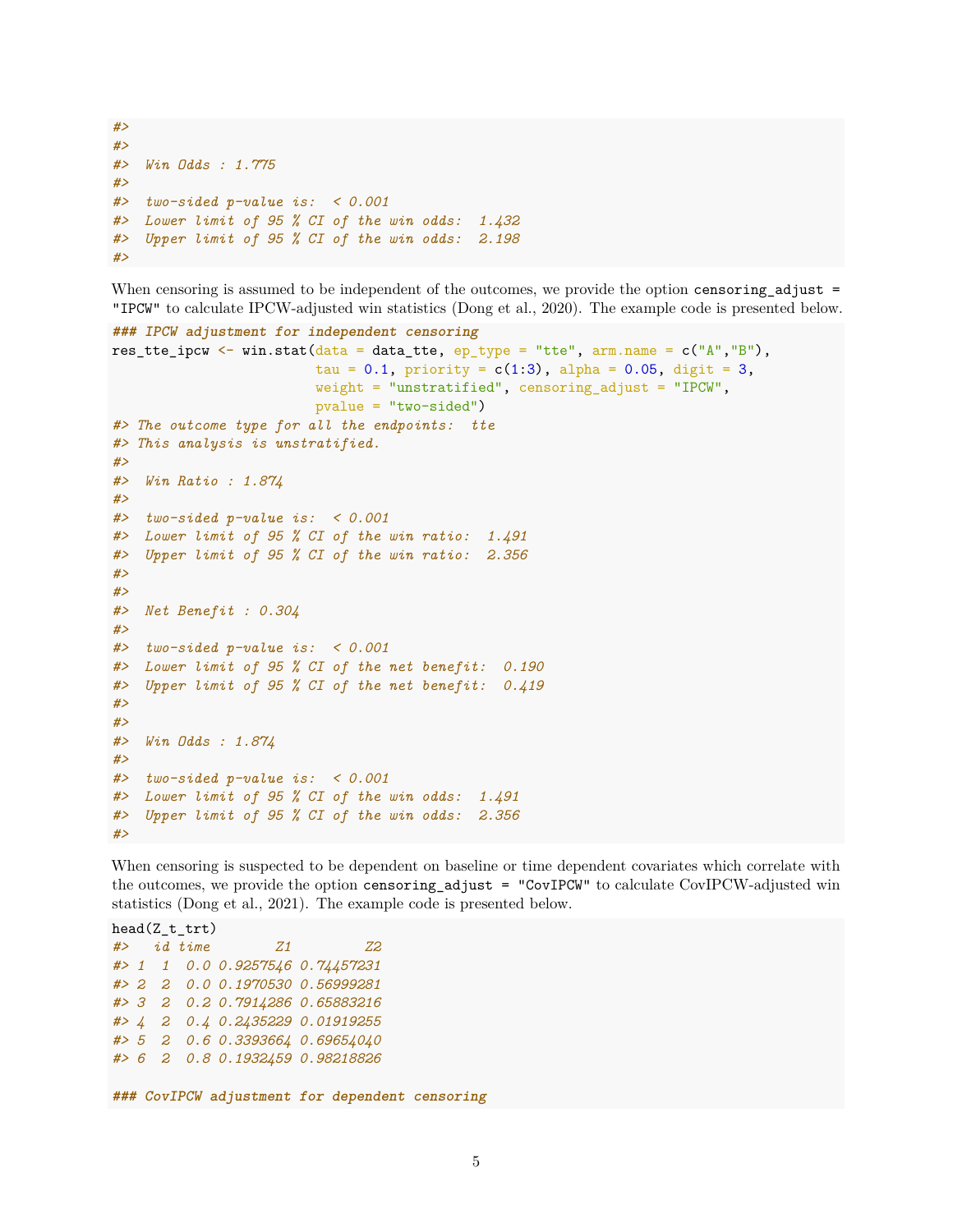```
#>
#>
#>  Win Odds : 1.775
#>
#>  two-sided p-value is:  < 0.001
#>  Lower limit of 95 % CI of the win odds:  1.432
#>  Upper limit of 95 % CI of the win odds:  2.198
#>
```

When censoring is assumed to be independent of the outcomes, we provide the option `censoring_adjust = "IPCW"` to calculate IPCW-adjusted win statistics (Dong et al., 2020). The example code is presented below.

```
### IPCW adjustment for independent censoring
res_tte_ipcw <- win.stat(data = data_tte, ep_type = "tte", arm.name = c("A","B"),
                         tau = 0.1, priority = c(1:3), alpha = 0.05, digit = 3,
                         weight = "unstratified", censoring_adjust = "IPCW",
                         pvalue = "two-sided")
#> The outcome type for all the endpoints:  tte
#> This analysis is unstratified.
#>
#>  Win Ratio : 1.874
#>
#>  two-sided p-value is:  < 0.001
#>  Lower limit of 95 % CI of the win ratio:  1.491
#>  Upper limit of 95 % CI of the win ratio:  2.356
#>
#>
#>  Net Benefit : 0.304
#>
#>  two-sided p-value is:  < 0.001
#>  Lower limit of 95 % CI of the net benefit:  0.190
#>  Upper limit of 95 % CI of the net benefit:  0.419
#>
#>
#>  Win Odds : 1.874
#>
#>  two-sided p-value is:  < 0.001
#>  Lower limit of 95 % CI of the win odds:  1.491
#>  Upper limit of 95 % CI of the win odds:  2.356
#>
```

When censoring is suspected to be dependent on baseline or time dependent covariates which correlate with the outcomes, we provide the option `censoring_adjust = "CovIPCW"` to calculate CovIPCW-adjusted win statistics (Dong et al., 2021). The example code is presented below.

```
head(Z_t_trt)
#>   id time        Z1         Z2
#> 1  1  0.0 0.9257546 0.74457231
#> 2  2  0.0 0.1970530 0.56999281
#> 3  2  0.2 0.7914286 0.65883216
#> 4  2  0.4 0.2435229 0.01919255
#> 5  2  0.6 0.3393664 0.69654040
#> 6  2  0.8 0.1932459 0.98218826

### CovIPCW adjustment for dependent censoring
```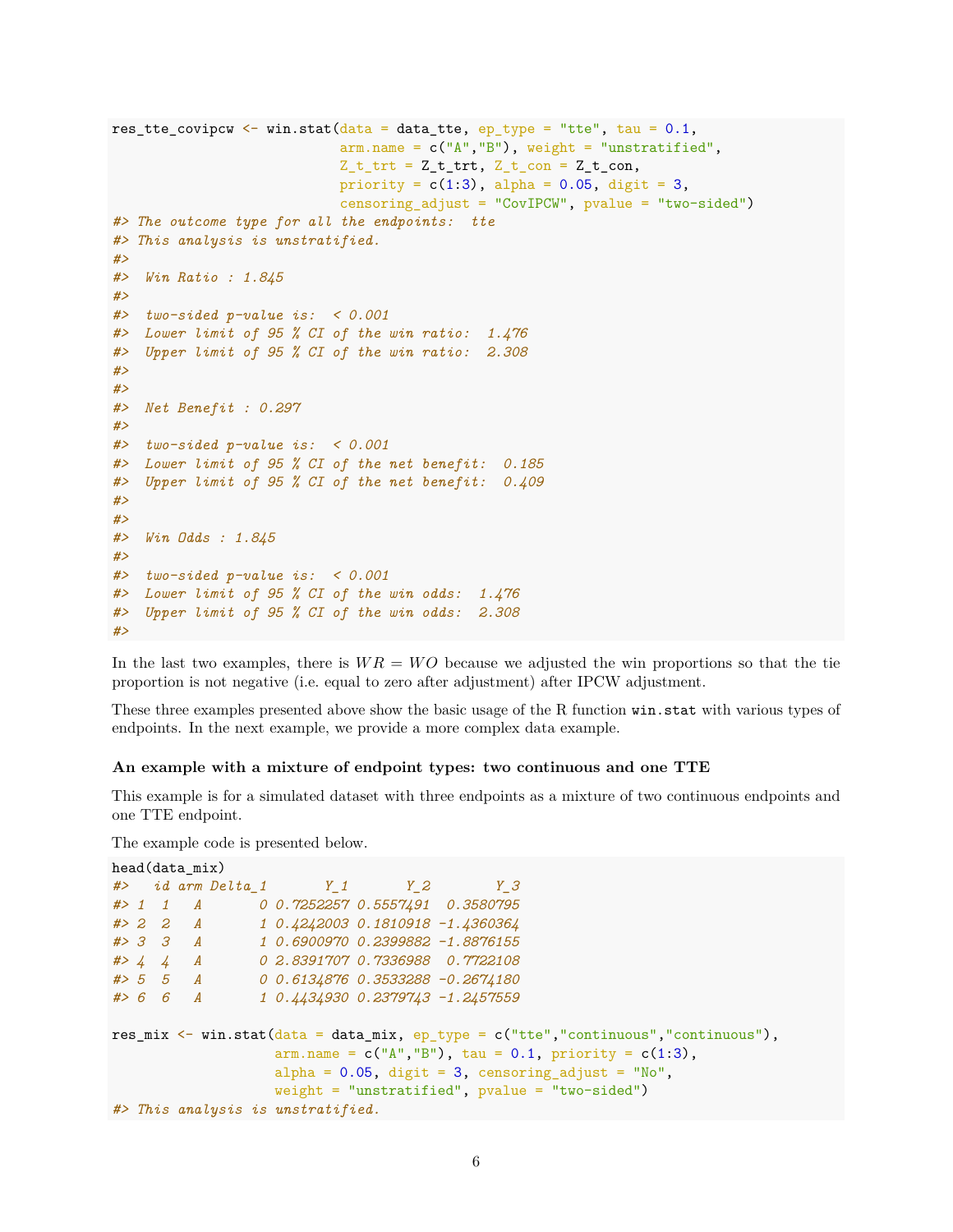```r
res_tte_covipcw <- win.stat(data = data_tte, ep_type = "tte", tau = 0.1,
                            arm.name = c("A","B"), weight = "unstratified",
                            Z_t_trt = Z_t_trt, Z_t_con = Z_t_con,
                            priority = c(1:3), alpha = 0.05, digit = 3,
                            censoring_adjust = "CovIPCW", pvalue = "two-sided")
#> The outcome type for all the endpoints:  tte
#> This analysis is unstratified.
#> 
#>  Win Ratio : 1.845
#> 
#>  two-sided p-value is:  < 0.001
#>  Lower limit of 95 % CI of the win ratio:  1.476
#>  Upper limit of 95 % CI of the win ratio:  2.308
#> 
#> 
#>  Net Benefit : 0.297
#> 
#>  two-sided p-value is:  < 0.001
#>  Lower limit of 95 % CI of the net benefit:  0.185
#>  Upper limit of 95 % CI of the net benefit:  0.409
#> 
#> 
#>  Win Odds : 1.845
#> 
#>  two-sided p-value is:  < 0.001
#>  Lower limit of 95 % CI of the win odds:  1.476
#>  Upper limit of 95 % CI of the win odds:  2.308
#> 
```

In the last two examples, there is $WR = WO$ because we adjusted the win proportions so that the tie proportion is not negative (i.e. equal to zero after adjustment) after IPCW adjustment.

These three examples presented above show the basic usage of the R function `win.stat` with various types of endpoints. In the next example, we provide a more complex data example.

#### An example with a mixture of endpoint types: two continuous and one TTE

This example is for a simulated dataset with three endpoints as a mixture of two continuous endpoints and one TTE endpoint.

The example code is presented below.

```r
head(data_mix)
#>   id arm Delta_1       Y_1       Y_2        Y_3
#> 1  1   A       0 0.7252257 0.5557491  0.3580795
#> 2  2   A       1 0.4242003 0.1810918 -1.4360364
#> 3  3   A       1 0.6900970 0.2399882 -1.8876155
#> 4  4   A       0 2.8391707 0.7336988  0.7722108
#> 5  5   A       0 0.6134876 0.3533288 -0.2674180
#> 6  6   A       1 0.4434930 0.2379743 -1.2457559

res_mix <- win.stat(data = data_mix, ep_type = c("tte","continuous","continuous"),
                    arm.name = c("A","B"), tau = 0.1, priority = c(1:3),
                    alpha = 0.05, digit = 3, censoring_adjust = "No",
                    weight = "unstratified", pvalue = "two-sided")
#> This analysis is unstratified.
```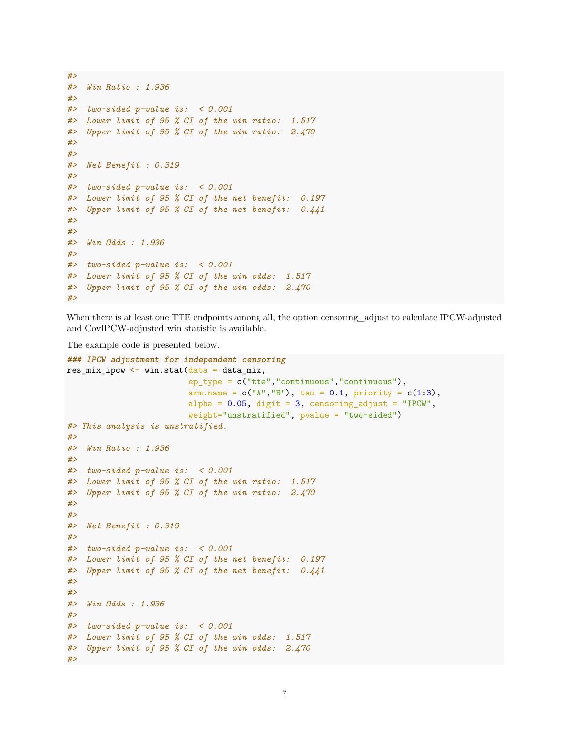```
#>
#>  Win Ratio : 1.936
#>
#>  two-sided p-value is:  < 0.001
#>  Lower limit of 95 % CI of the win ratio:  1.517
#>  Upper limit of 95 % CI of the win ratio:  2.470
#>
#>
#>  Net Benefit : 0.319
#>
#>  two-sided p-value is:  < 0.001
#>  Lower limit of 95 % CI of the net benefit:  0.197
#>  Upper limit of 95 % CI of the net benefit:  0.441
#>
#>
#>  Win Odds : 1.936
#>
#>  two-sided p-value is:  < 0.001
#>  Lower limit of 95 % CI of the win odds:  1.517
#>  Upper limit of 95 % CI of the win odds:  2.470
#>
```

When there is at least one TTE endpoints among all, the option censoring_adjust to calculate IPCW-adjusted and CovIPCW-adjusted win statistic is available.

The example code is presented below.

```
### IPCW adjustment for independent censoring
res_mix_ipcw <- win.stat(data = data_mix,
                        ep_type = c("tte","continuous","continuous"),
                        arm.name = c("A","B"), tau = 0.1, priority = c(1:3),
                        alpha = 0.05, digit = 3, censoring_adjust = "IPCW",
                        weight="unstratified", pvalue = "two-sided")
#> This analysis is unstratified.
#>
#>  Win Ratio : 1.936
#>
#>  two-sided p-value is:  < 0.001
#>  Lower limit of 95 % CI of the win ratio:  1.517
#>  Upper limit of 95 % CI of the win ratio:  2.470
#>
#>
#>  Net Benefit : 0.319
#>
#>  two-sided p-value is:  < 0.001
#>  Lower limit of 95 % CI of the net benefit:  0.197
#>  Upper limit of 95 % CI of the net benefit:  0.441
#>
#>
#>  Win Odds : 1.936
#>
#>  two-sided p-value is:  < 0.001
#>  Lower limit of 95 % CI of the win odds:  1.517
#>  Upper limit of 95 % CI of the win odds:  2.470
#>
```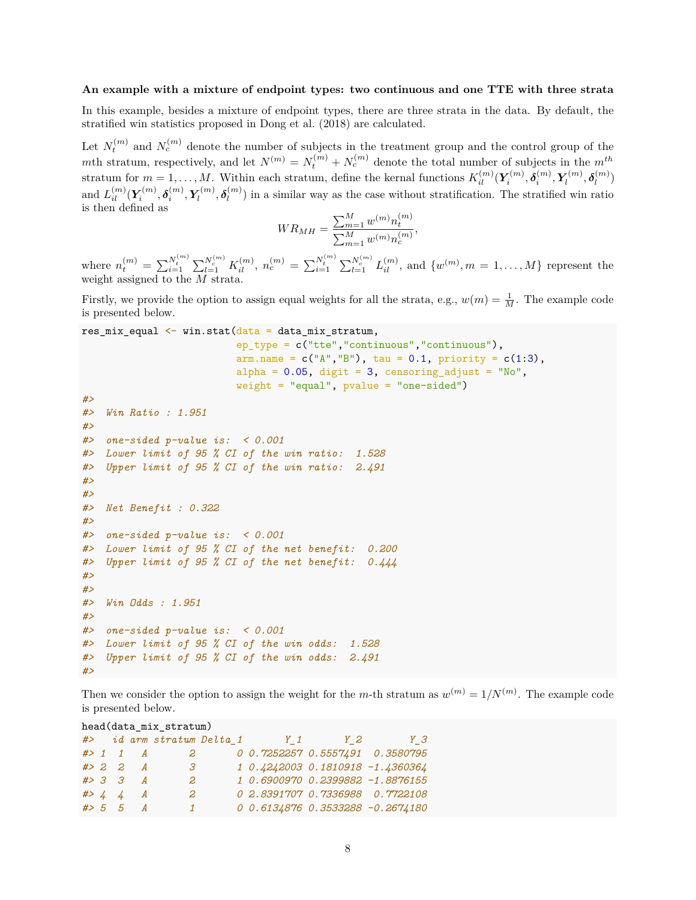**An example with a mixture of endpoint types: two continuous and one TTE with three strata**

In this example, besides a mixture of endpoint types, there are three strata in the data. By default, the stratified win statistics proposed in Dong et al. (2018) are calculated.

Let $N_t^{(m)}$ and $N_c^{(m)}$ denote the number of subjects in the treatment group and the control group of the $m$th stratum, respectively, and let $N^{(m)} = N_t^{(m)} + N_c^{(m)}$ denote the total number of subjects in the $m^{th}$ stratum for $m = 1, \ldots, M$. Within each stratum, define the kernal functions $K_{il}^{(m)}(\boldsymbol{Y}_i^{(m)}, \boldsymbol{\delta}_i^{(m)}, \boldsymbol{Y}_l^{(m)}, \boldsymbol{\delta}_l^{(m)})$ and $L_{il}^{(m)}(\boldsymbol{Y}_i^{(m)}, \boldsymbol{\delta}_i^{(m)}, \boldsymbol{Y}_l^{(m)}, \boldsymbol{\delta}_l^{(m)})$ in a similar way as the case without stratification. The stratified win ratio is then defined as

$$WR_{MH} = \frac{\sum_{m=1}^{M} w^{(m)} n_t^{(m)}}{\sum_{m=1}^{M} w^{(m)} n_c^{(m)}},$$

where $n_t^{(m)} = \sum_{i=1}^{N_t^{(m)}} \sum_{l=1}^{N_c^{(m)}} K_{il}^{(m)}$, $n_c^{(m)} = \sum_{i=1}^{N_t^{(m)}} \sum_{l=1}^{N_c^{(m)}} L_{il}^{(m)}$, and $\{w^{(m)}, m = 1, \ldots, M\}$ represent the weight assigned to the $M$ strata.

Firstly, we provide the option to assign equal weights for all the strata, e.g., $w(m) = \frac{1}{M}$. The example code is presented below.

```
res_mix_equal <- win.stat(data = data_mix_stratum,
                          ep_type = c("tte","continuous","continuous"),
                          arm.name = c("A","B"), tau = 0.1, priority = c(1:3),
                          alpha = 0.05, digit = 3, censoring_adjust = "No",
                          weight = "equal", pvalue = "one-sided")
#>
#>  Win Ratio : 1.951
#>
#>  one-sided p-value is:  < 0.001
#>  Lower limit of 95 % CI of the win ratio:  1.528
#>  Upper limit of 95 % CI of the win ratio:  2.491
#>
#>
#>  Net Benefit : 0.322
#>
#>  one-sided p-value is:  < 0.001
#>  Lower limit of 95 % CI of the net benefit:  0.200
#>  Upper limit of 95 % CI of the net benefit:  0.444
#>
#>
#>  Win Odds : 1.951
#>
#>  one-sided p-value is:  < 0.001
#>  Lower limit of 95 % CI of the win odds:  1.528
#>  Upper limit of 95 % CI of the win odds:  2.491
#>
```

Then we consider the option to assign the weight for the $m$-th stratum as $w^{(m)} = 1/N^{(m)}$. The example code is presented below.

```
head(data_mix_stratum)
#>   id arm stratum Delta_1       Y_1       Y_2        Y_3
#> 1  1   A       2       0 0.7252257 0.5557491  0.3580795
#> 2  2   A       3       1 0.4242003 0.1810918 -1.4360364
#> 3  3   A       2       1 0.6900970 0.2399882 -1.8876155
#> 4  4   A       2       0 2.8391707 0.7336988  0.7722108
#> 5  5   A       1       0 0.6134876 0.3533288 -0.2674180
```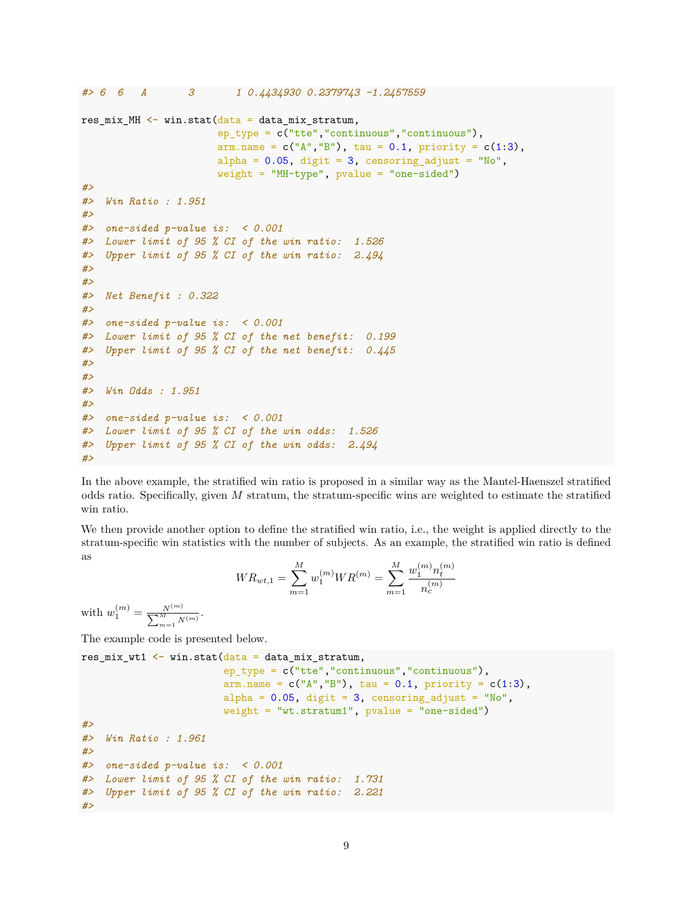```
#> 6  6   A       3       1 0.4434930 0.2379743 -1.2457559

res_mix_MH <- win.stat(data = data_mix_stratum,
                       ep_type = c("tte","continuous","continuous"),
                       arm.name = c("A","B"), tau = 0.1, priority = c(1:3),
                       alpha = 0.05, digit = 3, censoring_adjust = "No",
                       weight = "MH-type", pvalue = "one-sided")
#>
#>  Win Ratio : 1.951
#>
#>  one-sided p-value is:  < 0.001
#>  Lower limit of 95 % CI of the win ratio:  1.526
#>  Upper limit of 95 % CI of the win ratio:  2.494
#>
#>
#>  Net Benefit : 0.322
#>
#>  one-sided p-value is:  < 0.001
#>  Lower limit of 95 % CI of the net benefit:  0.199
#>  Upper limit of 95 % CI of the net benefit:  0.445
#>
#>
#>  Win Odds : 1.951
#>
#>  one-sided p-value is:  < 0.001
#>  Lower limit of 95 % CI of the win odds:  1.526
#>  Upper limit of 95 % CI of the win odds:  2.494
#>
```

In the above example, the stratified win ratio is proposed in a similar way as the Mantel-Haenszel stratified odds ratio. Specifically, given $M$ stratum, the stratum-specific wins are weighted to estimate the stratified win ratio.

We then provide another option to define the stratified win ratio, i.e., the weight is applied directly to the stratum-specific win statistics with the number of subjects. As an example, the stratified win ratio is defined as

$$WR_{wt,1} = \sum_{m=1}^{M} w_1^{(m)} WR^{(m)} = \sum_{m=1}^{M} \frac{w_1^{(m)} n_t^{(m)}}{n_c^{(m)}}$$

with $w_1^{(m)} = \frac{N^{(m)}}{\sum_{m=1}^{M} N^{(m)}}$.

The example code is presented below.

```
res_mix_wt1 <- win.stat(data = data_mix_stratum,
                        ep_type = c("tte","continuous","continuous"),
                        arm.name = c("A","B"), tau = 0.1, priority = c(1:3),
                        alpha = 0.05, digit = 3, censoring_adjust = "No",
                        weight = "wt.stratum1", pvalue = "one-sided")
#>
#>  Win Ratio : 1.961
#>
#>  one-sided p-value is:  < 0.001
#>  Lower limit of 95 % CI of the win ratio:  1.731
#>  Upper limit of 95 % CI of the win ratio:  2.221
#>
```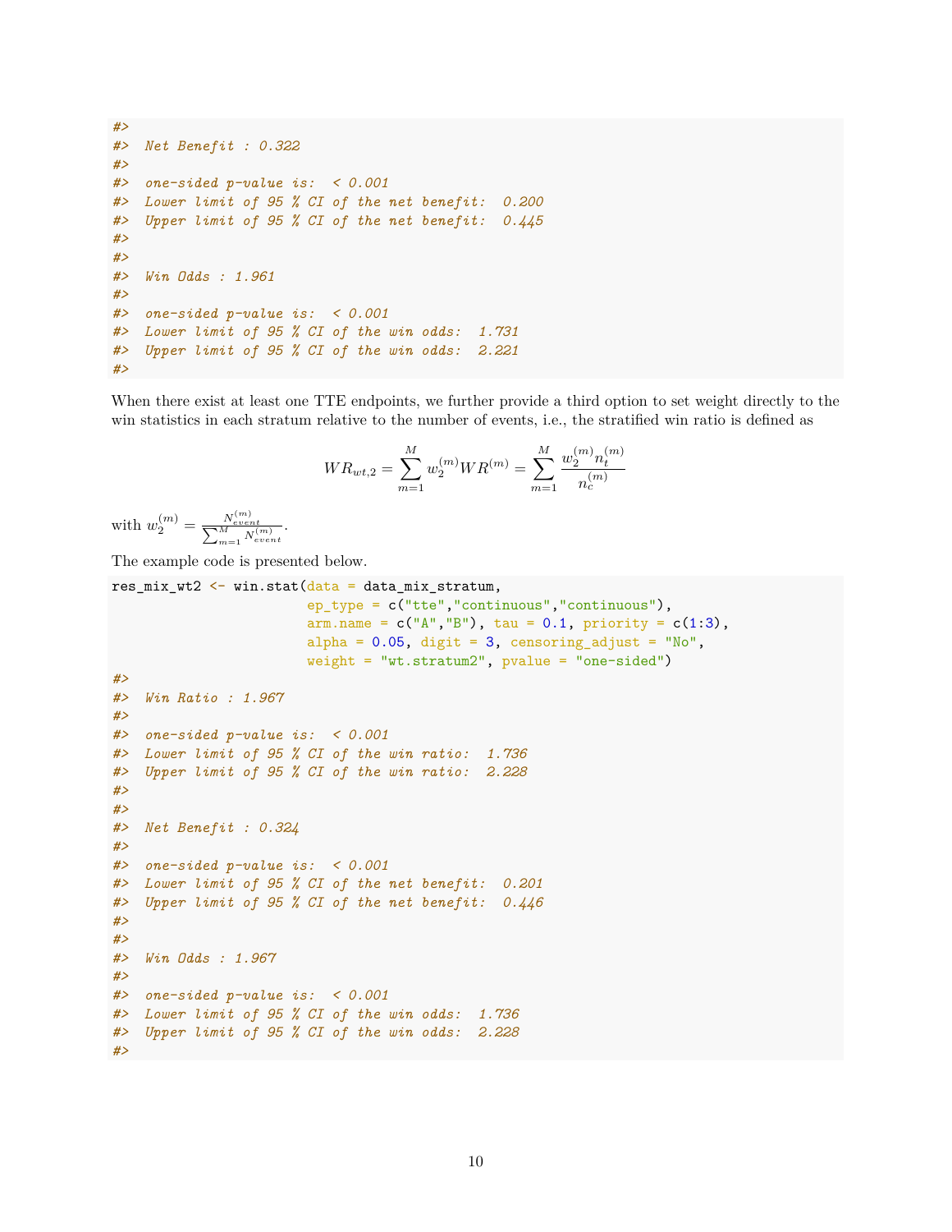```
#>
#>  Net Benefit : 0.322
#>
#>  one-sided p-value is:  < 0.001
#>  Lower limit of 95 % CI of the net benefit:  0.200
#>  Upper limit of 95 % CI of the net benefit:  0.445
#>
#>
#>  Win Odds : 1.961
#>
#>  one-sided p-value is:  < 0.001
#>  Lower limit of 95 % CI of the win odds:  1.731
#>  Upper limit of 95 % CI of the win odds:  2.221
#>
```

When there exist at least one TTE endpoints, we further provide a third option to set weight directly to the win statistics in each stratum relative to the number of events, i.e., the stratified win ratio is defined as

$$WR_{wt,2} = \sum_{m=1}^{M} w_2^{(m)} WR^{(m)} = \sum_{m=1}^{M} \frac{w_2^{(m)} n_t^{(m)}}{n_c^{(m)}}$$

with $w_2^{(m)} = \frac{N_{event}^{(m)}}{\sum_{m=1}^{M} N_{event}^{(m)}}$.

The example code is presented below.

```
res_mix_wt2 <- win.stat(data = data_mix_stratum,
                        ep_type = c("tte","continuous","continuous"),
                        arm.name = c("A","B"), tau = 0.1, priority = c(1:3),
                        alpha = 0.05, digit = 3, censoring_adjust = "No",
                        weight = "wt.stratum2", pvalue = "one-sided")
#>
#>  Win Ratio : 1.967
#>
#>  one-sided p-value is:  < 0.001
#>  Lower limit of 95 % CI of the win ratio:  1.736
#>  Upper limit of 95 % CI of the win ratio:  2.228
#>
#>
#>  Net Benefit : 0.324
#>
#>  one-sided p-value is:  < 0.001
#>  Lower limit of 95 % CI of the net benefit:  0.201
#>  Upper limit of 95 % CI of the net benefit:  0.446
#>
#>
#>  Win Odds : 1.967
#>
#>  one-sided p-value is:  < 0.001
#>  Lower limit of 95 % CI of the win odds:  1.736
#>  Upper limit of 95 % CI of the win odds:  2.228
#>
```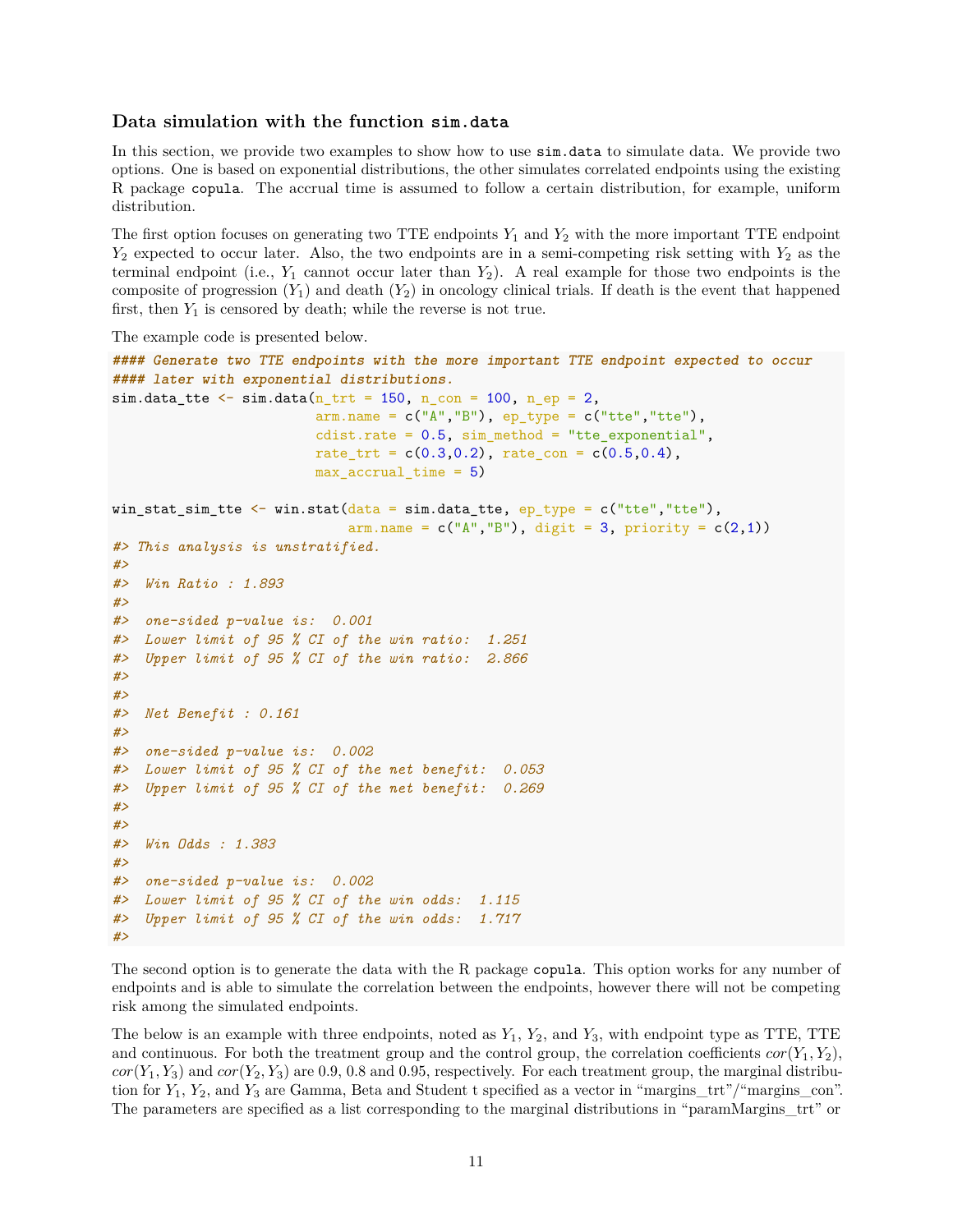### Data simulation with the function `sim.data`

In this section, we provide two examples to show how to use `sim.data` to simulate data. We provide two options. One is based on exponential distributions, the other simulates correlated endpoints using the existing R package `copula`. The accrual time is assumed to follow a certain distribution, for example, uniform distribution.

The first option focuses on generating two TTE endpoints $Y_1$ and $Y_2$ with the more important TTE endpoint $Y_2$ expected to occur later. Also, the two endpoints are in a semi-competing risk setting with $Y_2$ as the terminal endpoint (i.e., $Y_1$ cannot occur later than $Y_2$). A real example for those two endpoints is the composite of progression ($Y_1$) and death ($Y_2$) in oncology clinical trials. If death is the event that happened first, then $Y_1$ is censored by death; while the reverse is not true.

The example code is presented below.

```
#### Generate two TTE endpoints with the more important TTE endpoint expected to occur
#### later with exponential distributions.
sim.data_tte <- sim.data(n_trt = 150, n_con = 100, n_ep = 2,
                         arm.name = c("A","B"), ep_type = c("tte","tte"),
                         cdist.rate = 0.5, sim_method = "tte_exponential",
                         rate_trt = c(0.3,0.2), rate_con = c(0.5,0.4),
                         max_accrual_time = 5)

win_stat_sim_tte <- win.stat(data = sim.data_tte, ep_type = c("tte","tte"),
                             arm.name = c("A","B"), digit = 3, priority = c(2,1))
#> This analysis is unstratified.
#>
#>  Win Ratio : 1.893
#>
#>  one-sided p-value is:  0.001
#>  Lower limit of 95 % CI of the win ratio:  1.251
#>  Upper limit of 95 % CI of the win ratio:  2.866
#>
#>
#>  Net Benefit : 0.161
#>
#>  one-sided p-value is:  0.002
#>  Lower limit of 95 % CI of the net benefit:  0.053
#>  Upper limit of 95 % CI of the net benefit:  0.269
#>
#>
#>  Win Odds : 1.383
#>
#>  one-sided p-value is:  0.002
#>  Lower limit of 95 % CI of the win odds:  1.115
#>  Upper limit of 95 % CI of the win odds:  1.717
#>
```

The second option is to generate the data with the R package `copula`. This option works for any number of endpoints and is able to simulate the correlation between the endpoints, however there will not be competing risk among the simulated endpoints.

The below is an example with three endpoints, noted as $Y_1$, $Y_2$, and $Y_3$, with endpoint type as TTE, TTE and continuous. For both the treatment group and the control group, the correlation coefficients $cor(Y_1, Y_2)$, $cor(Y_1, Y_3)$ and $cor(Y_2, Y_3)$ are 0.9, 0.8 and 0.95, respectively. For each treatment group, the marginal distribution for $Y_1$, $Y_2$, and $Y_3$ are Gamma, Beta and Student t specified as a vector in "margins_trt"/"margins_con". The parameters are specified as a list corresponding to the marginal distributions in "paramMargins_trt" or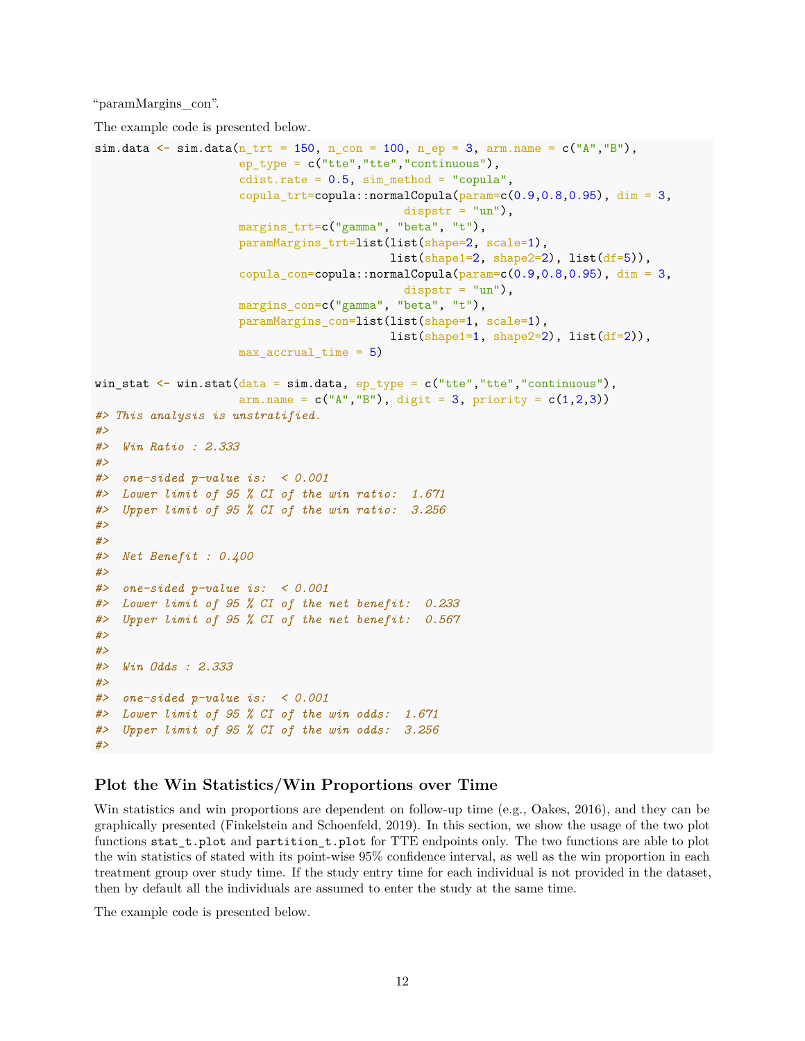"paramMargins_con".

The example code is presented below.

```
sim.data <- sim.data(n_trt = 150, n_con = 100, n_ep = 3, arm.name = c("A","B"),
                     ep_type = c("tte","tte","continuous"),
                     cdist.rate = 0.5, sim_method = "copula",
                     copula_trt=copula::normalCopula(param=c(0.9,0.8,0.95), dim = 3,
                                             dispstr = "un"),
                     margins_trt=c("gamma", "beta", "t"),
                     paramMargins_trt=list(list(shape=2, scale=1),
                                           list(shape1=2, shape2=2), list(df=5)),
                     copula_con=copula::normalCopula(param=c(0.9,0.8,0.95), dim = 3,
                                             dispstr = "un"),
                     margins_con=c("gamma", "beta", "t"),
                     paramMargins_con=list(list(shape=1, scale=1),
                                           list(shape1=1, shape2=2), list(df=2)),
                     max_accrual_time = 5)

win_stat <- win.stat(data = sim.data, ep_type = c("tte","tte","continuous"),
                     arm.name = c("A","B"), digit = 3, priority = c(1,2,3))
#> This analysis is unstratified.
#>
#>  Win Ratio : 2.333
#>
#>  one-sided p-value is:  < 0.001
#>  Lower limit of 95 % CI of the win ratio:  1.671
#>  Upper limit of 95 % CI of the win ratio:  3.256
#>
#>
#>  Net Benefit : 0.400
#>
#>  one-sided p-value is:  < 0.001
#>  Lower limit of 95 % CI of the net benefit:  0.233
#>  Upper limit of 95 % CI of the net benefit:  0.567
#>
#>
#>  Win Odds : 2.333
#>
#>  one-sided p-value is:  < 0.001
#>  Lower limit of 95 % CI of the win odds:  1.671
#>  Upper limit of 95 % CI of the win odds:  3.256
#>
```

### Plot the Win Statistics/Win Proportions over Time

Win statistics and win proportions are dependent on follow-up time (e.g., Oakes, 2016), and they can be graphically presented (Finkelstein and Schoenfeld, 2019). In this section, we show the usage of the two plot functions `stat_t.plot` and `partition_t.plot` for TTE endpoints only. The two functions are able to plot the win statistics of stated with its point-wise 95% confidence interval, as well as the win proportion in each treatment group over study time. If the study entry time for each individual is not provided in the dataset, then by default all the individuals are assumed to enter the study at the same time.

The example code is presented below.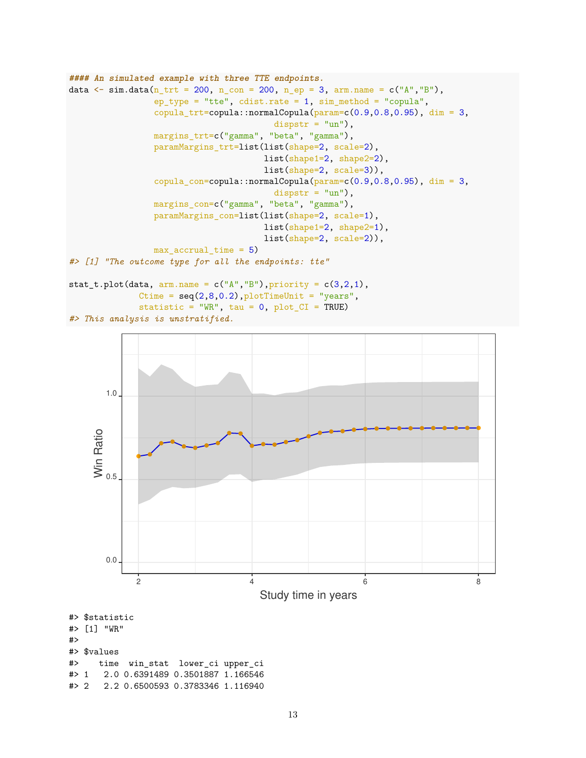```
#### An simulated example with three TTE endpoints.
data <- sim.data(n_trt = 200, n_con = 200, n_ep = 3, arm.name = c("A","B"),
                 ep_type = "tte", cdist.rate = 1, sim_method = "copula",
                 copula_trt=copula::normalCopula(param=c(0.9,0.8,0.95), dim = 3,
                                                 dispstr = "un"),
                 margins_trt=c("gamma", "beta", "gamma"),
                 paramMargins_trt=list(list(shape=2, scale=2),
                                       list(shape1=2, shape2=2),
                                       list(shape=2, scale=3)),
                 copula_con=copula::normalCopula(param=c(0.9,0.8,0.95), dim = 3,
                                                 dispstr = "un"),
                 margins_con=c("gamma", "beta", "gamma"),
                 paramMargins_con=list(list(shape=2, scale=1),
                                       list(shape1=2, shape2=1),
                                       list(shape=2, scale=2)),
                 max_accrual_time = 5)
#> [1] "The outcome type for all the endpoints: tte"

stat_t.plot(data, arm.name = c("A","B"),priority = c(3,2,1),
            Ctime = seq(2,8,0.2),plotTimeUnit = "years",
            statistic = "WR", tau = 0, plot_CI = TRUE)
#> This analysis is unstratified.
```

```
#> $statistic
#> [1] "WR"
#>
#> $values
#>    time  win_stat  lower_ci upper_ci
#> 1   2.0 0.6391489 0.3501887 1.166546
#> 2   2.2 0.6500593 0.3783346 1.116940
```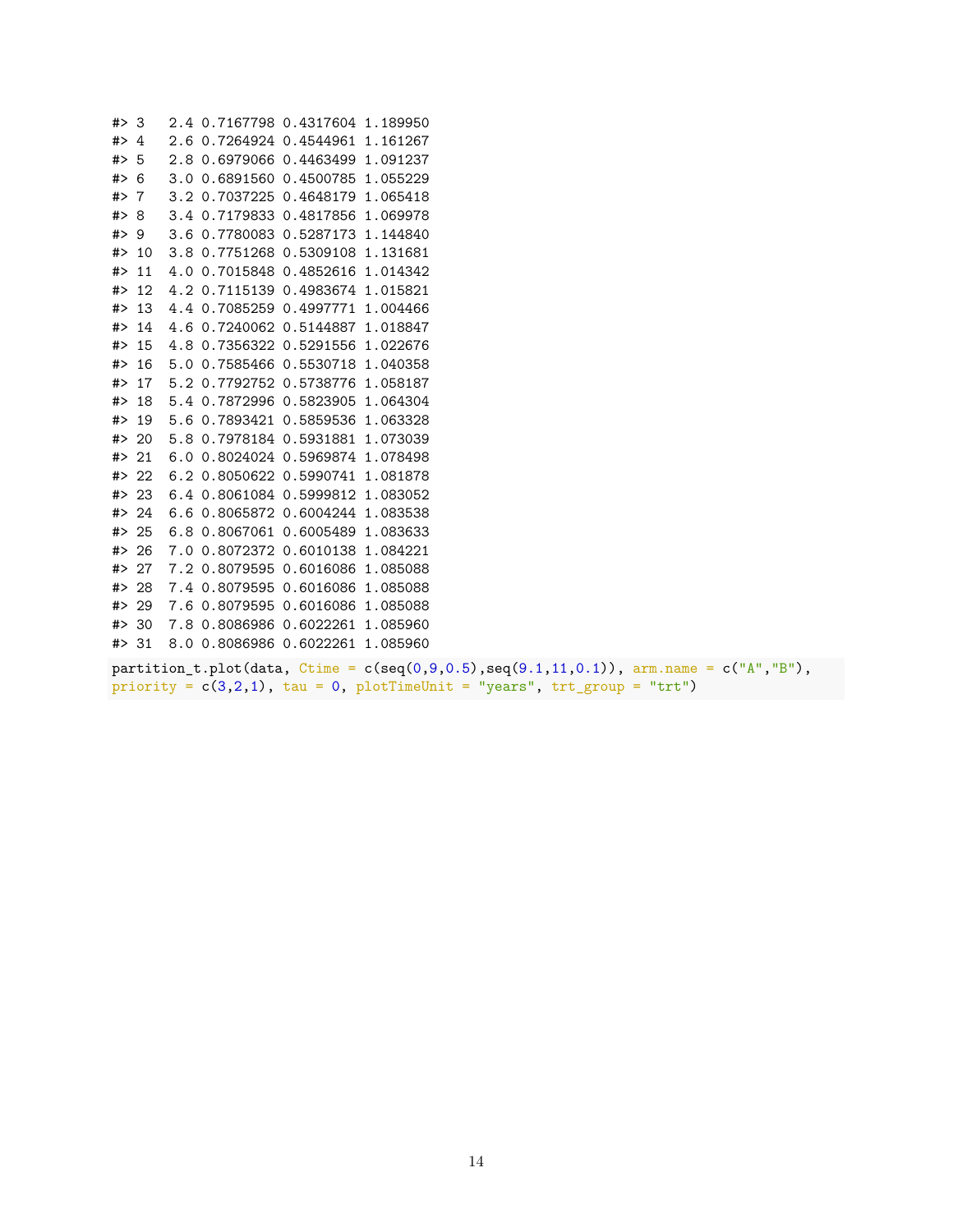```
#> 3   2.4 0.7167798 0.4317604 1.189950
#> 4   2.6 0.7264924 0.4544961 1.161267
#> 5   2.8 0.6979066 0.4463499 1.091237
#> 6   3.0 0.6891560 0.4500785 1.055229
#> 7   3.2 0.7037225 0.4648179 1.065418
#> 8   3.4 0.7179833 0.4817856 1.069978
#> 9   3.6 0.7780083 0.5287173 1.144840
#> 10  3.8 0.7751268 0.5309108 1.131681
#> 11  4.0 0.7015848 0.4852616 1.014342
#> 12  4.2 0.7115139 0.4983674 1.015821
#> 13  4.4 0.7085259 0.4997771 1.004466
#> 14  4.6 0.7240062 0.5144887 1.018847
#> 15  4.8 0.7356322 0.5291556 1.022676
#> 16  5.0 0.7585466 0.5530718 1.040358
#> 17  5.2 0.7792752 0.5738776 1.058187
#> 18  5.4 0.7872996 0.5823905 1.064304
#> 19  5.6 0.7893421 0.5859536 1.063328
#> 20  5.8 0.7978184 0.5931881 1.073039
#> 21  6.0 0.8024024 0.5969874 1.078498
#> 22  6.2 0.8050622 0.5990741 1.081878
#> 23  6.4 0.8061084 0.5999812 1.083052
#> 24  6.6 0.8065872 0.6004244 1.083538
#> 25  6.8 0.8067061 0.6005489 1.083633
#> 26  7.0 0.8072372 0.6010138 1.084221
#> 27  7.2 0.8079595 0.6016086 1.085088
#> 28  7.4 0.8079595 0.6016086 1.085088
#> 29  7.6 0.8079595 0.6016086 1.085088
#> 30  7.8 0.8086986 0.6022261 1.085960
#> 31  8.0 0.8086986 0.6022261 1.085960
```

```
partition_t.plot(data, Ctime = c(seq(0,9,0.5),seq(9.1,11,0.1)), arm.name = c("A","B"),
priority = c(3,2,1), tau = 0, plotTimeUnit = "years", trt_group = "trt")
```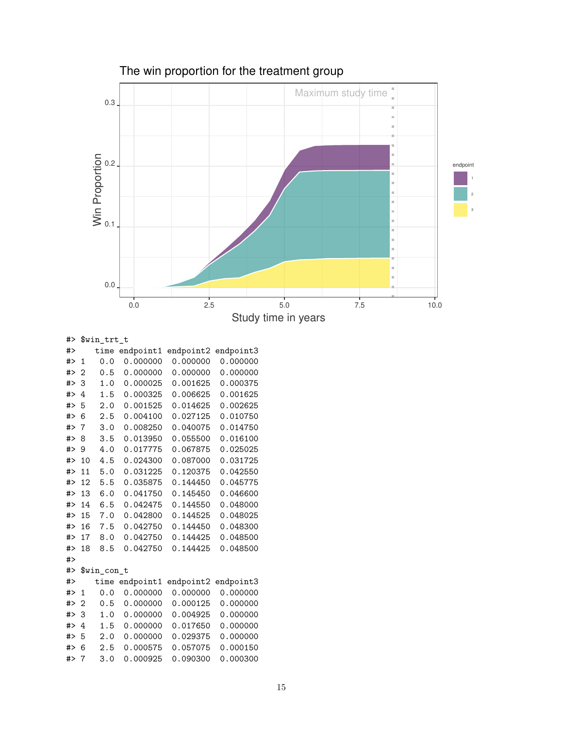```
#> $win_trt_t
#>    time endpoint1 endpoint2 endpoint3
#> 1   0.0  0.000000  0.000000  0.000000
#> 2   0.5  0.000000  0.000000  0.000000
#> 3   1.0  0.000025  0.001625  0.000375
#> 4   1.5  0.000325  0.006625  0.001625
#> 5   2.0  0.001525  0.014625  0.002625
#> 6   2.5  0.004100  0.027125  0.010750
#> 7   3.0  0.008250  0.040075  0.014750
#> 8   3.5  0.013950  0.055500  0.016100
#> 9   4.0  0.017775  0.067875  0.025025
#> 10  4.5  0.024300  0.087000  0.031725
#> 11  5.0  0.031225  0.120375  0.042550
#> 12  5.5  0.035875  0.144450  0.045775
#> 13  6.0  0.041750  0.145450  0.046600
#> 14  6.5  0.042475  0.144550  0.048000
#> 15  7.0  0.042800  0.144525  0.048025
#> 16  7.5  0.042750  0.144450  0.048300
#> 17  8.0  0.042750  0.144425  0.048500
#> 18  8.5  0.042750  0.144425  0.048500
#>
#> $win_con_t
#>    time endpoint1 endpoint2 endpoint3
#> 1   0.0  0.000000  0.000000  0.000000
#> 2   0.5  0.000000  0.000125  0.000000
#> 3   1.0  0.000000  0.004925  0.000000
#> 4   1.5  0.000000  0.017650  0.000000
#> 5   2.0  0.000000  0.029375  0.000000
#> 6   2.5  0.000575  0.057075  0.000150
#> 7   3.0  0.000925  0.090300  0.000300
```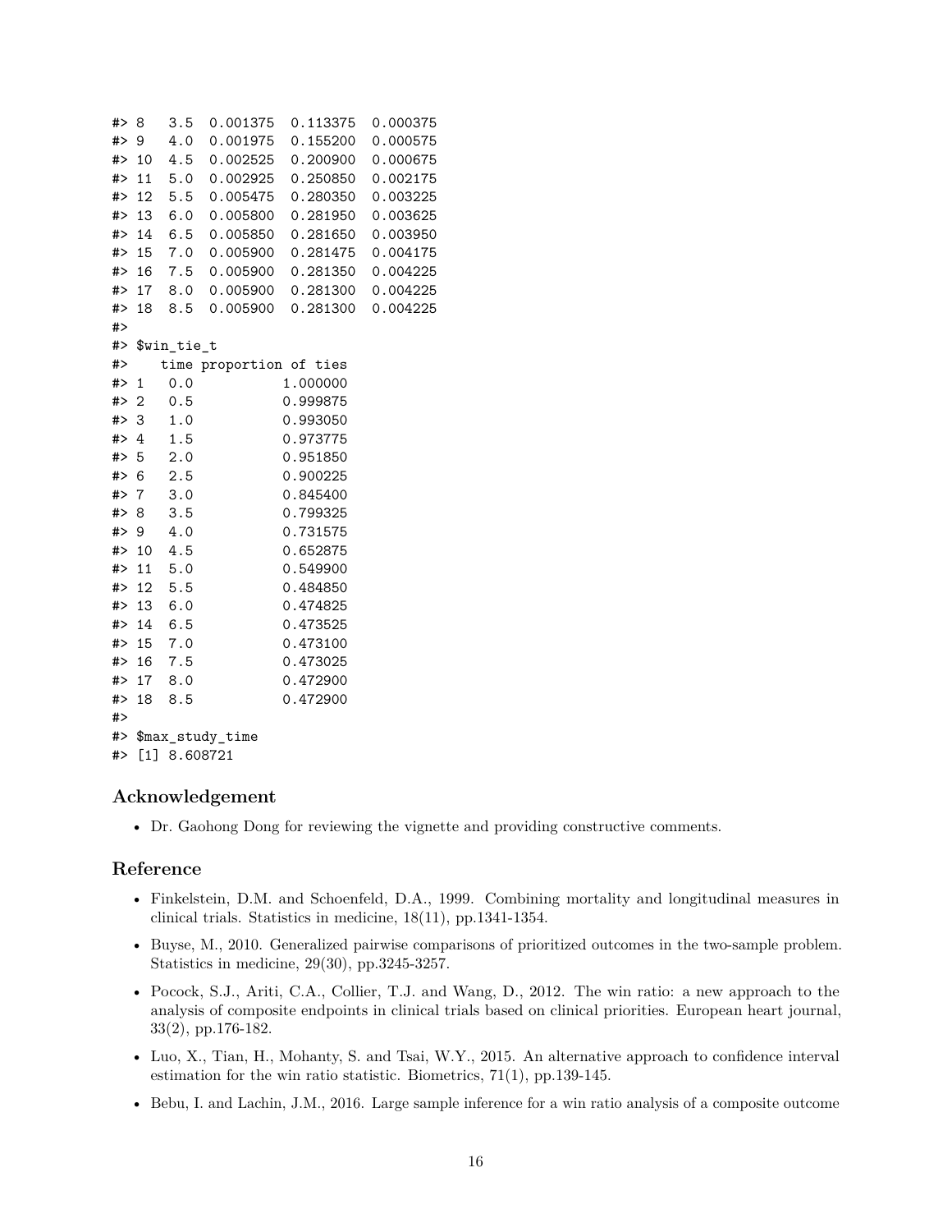```
#> 8   3.5  0.001375  0.113375  0.000375
#> 9   4.0  0.001975  0.155200  0.000575
#> 10  4.5  0.002525  0.200900  0.000675
#> 11  5.0  0.002925  0.250850  0.002175
#> 12  5.5  0.005475  0.280350  0.003225
#> 13  6.0  0.005800  0.281950  0.003625
#> 14  6.5  0.005850  0.281650  0.003950
#> 15  7.0  0.005900  0.281475  0.004175
#> 16  7.5  0.005900  0.281350  0.004225
#> 17  8.0  0.005900  0.281300  0.004225
#> 18  8.5  0.005900  0.281300  0.004225
#>
#> $win_tie_t
#>    time proportion of ties
#> 1   0.0           1.000000
#> 2   0.5           0.999875
#> 3   1.0           0.993050
#> 4   1.5           0.973775
#> 5   2.0           0.951850
#> 6   2.5           0.900225
#> 7   3.0           0.845400
#> 8   3.5           0.799325
#> 9   4.0           0.731575
#> 10  4.5           0.652875
#> 11  5.0           0.549900
#> 12  5.5           0.484850
#> 13  6.0           0.474825
#> 14  6.5           0.473525
#> 15  7.0           0.473100
#> 16  7.5           0.473025
#> 17  8.0           0.472900
#> 18  8.5           0.472900
#>
#> $max_study_time
#> [1] 8.608721
```

## Acknowledgement

- Dr. Gaohong Dong for reviewing the vignette and providing constructive comments.

## Reference

- Finkelstein, D.M. and Schoenfeld, D.A., 1999. Combining mortality and longitudinal measures in clinical trials. Statistics in medicine, 18(11), pp.1341-1354.
- Buyse, M., 2010. Generalized pairwise comparisons of prioritized outcomes in the two-sample problem. Statistics in medicine, 29(30), pp.3245-3257.
- Pocock, S.J., Ariti, C.A., Collier, T.J. and Wang, D., 2012. The win ratio: a new approach to the analysis of composite endpoints in clinical trials based on clinical priorities. European heart journal, 33(2), pp.176-182.
- Luo, X., Tian, H., Mohanty, S. and Tsai, W.Y., 2015. An alternative approach to confidence interval estimation for the win ratio statistic. Biometrics, 71(1), pp.139-145.
- Bebu, I. and Lachin, J.M., 2016. Large sample inference for a win ratio analysis of a composite outcome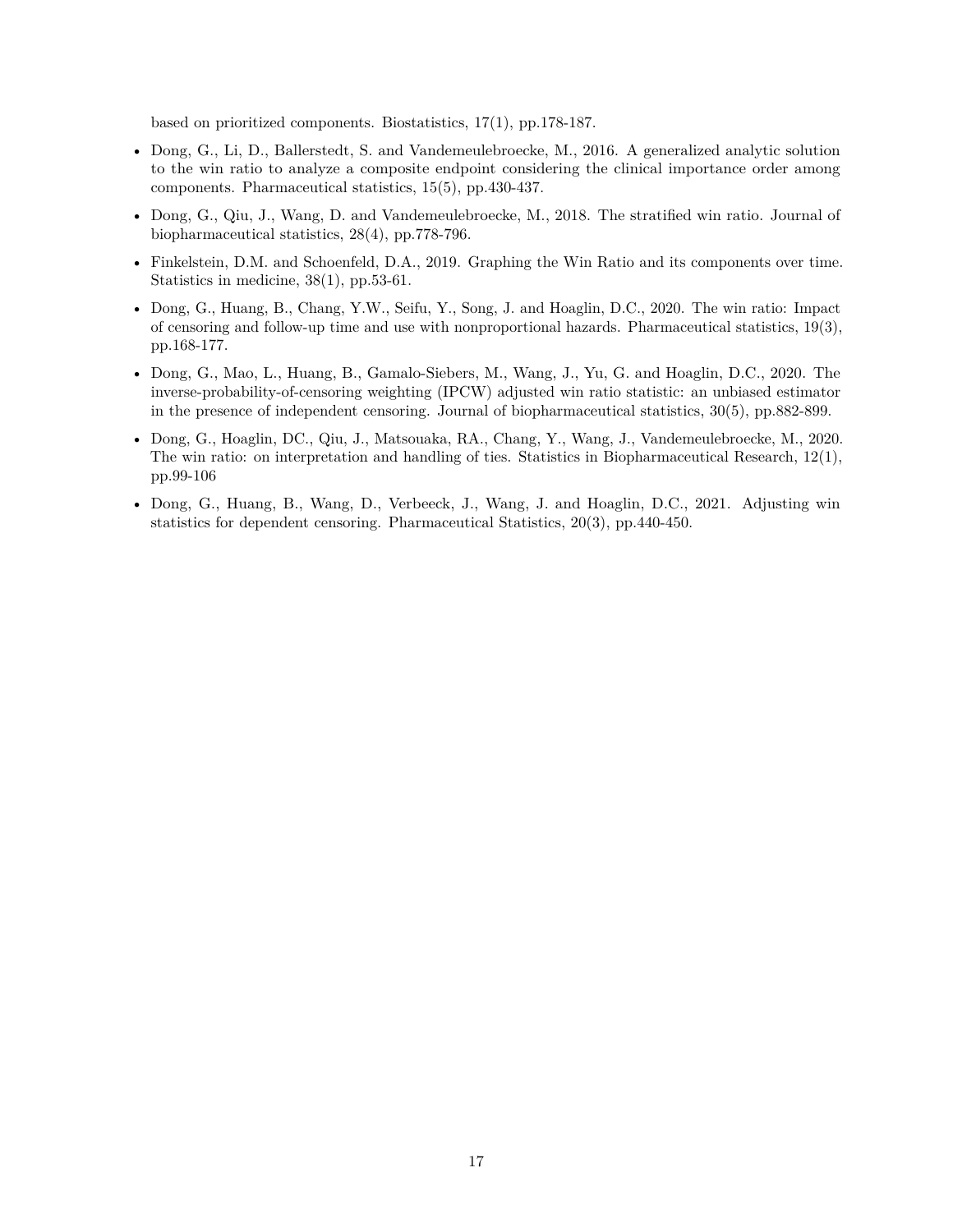based on prioritized components. Biostatistics, 17(1), pp.178-187.

- Dong, G., Li, D., Ballerstedt, S. and Vandemeulebroecke, M., 2016. A generalized analytic solution to the win ratio to analyze a composite endpoint considering the clinical importance order among components. Pharmaceutical statistics, 15(5), pp.430-437.
- Dong, G., Qiu, J., Wang, D. and Vandemeulebroecke, M., 2018. The stratified win ratio. Journal of biopharmaceutical statistics, 28(4), pp.778-796.
- Finkelstein, D.M. and Schoenfeld, D.A., 2019. Graphing the Win Ratio and its components over time. Statistics in medicine, 38(1), pp.53-61.
- Dong, G., Huang, B., Chang, Y.W., Seifu, Y., Song, J. and Hoaglin, D.C., 2020. The win ratio: Impact of censoring and follow-up time and use with nonproportional hazards. Pharmaceutical statistics, 19(3), pp.168-177.
- Dong, G., Mao, L., Huang, B., Gamalo-Siebers, M., Wang, J., Yu, G. and Hoaglin, D.C., 2020. The inverse-probability-of-censoring weighting (IPCW) adjusted win ratio statistic: an unbiased estimator in the presence of independent censoring. Journal of biopharmaceutical statistics, 30(5), pp.882-899.
- Dong, G., Hoaglin, DC., Qiu, J., Matsouaka, RA., Chang, Y., Wang, J., Vandemeulebroecke, M., 2020. The win ratio: on interpretation and handling of ties. Statistics in Biopharmaceutical Research, 12(1), pp.99-106
- Dong, G., Huang, B., Wang, D., Verbeeck, J., Wang, J. and Hoaglin, D.C., 2021. Adjusting win statistics for dependent censoring. Pharmaceutical Statistics, 20(3), pp.440-450.